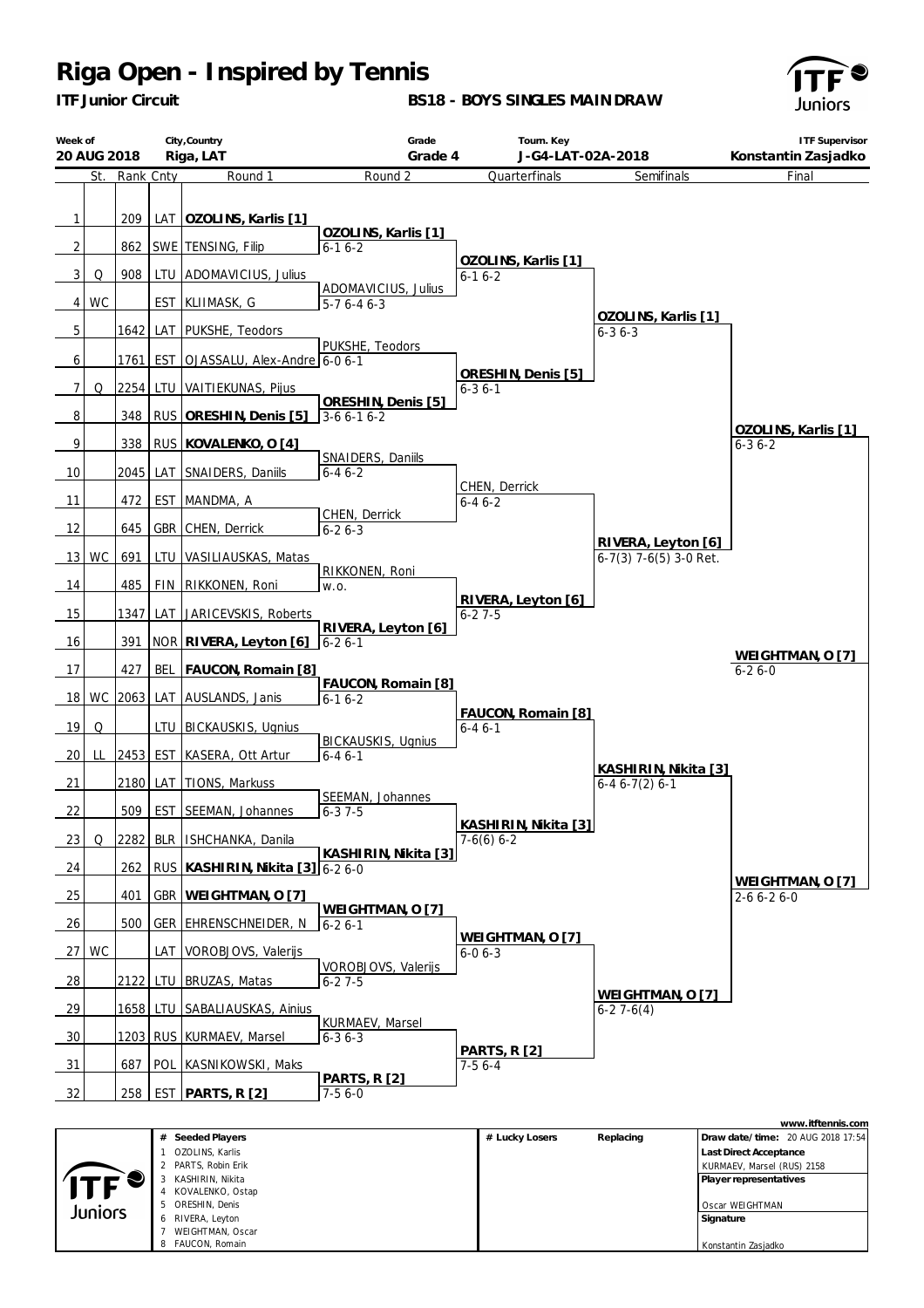# Riga Open - Inspired by Tennis

**ITF Junior Circuit**

**BS18 - BOYS SINGLES MAINDRAW**

| Week of | City,Country | Grade | Tourn. Key | ITF Supervisor |
|---|---|---|---|---|
| 20 AUG 2018 | Riga, LAT | Grade 4 | J-G4-LAT-02A-2018 | Konstantin Zasjadko |

| | St. | Rank | Cnty | Round 1 | Round 2 | Quarterfinals | Semifinals | Final |
|---|---|---|---|---|---|---|---|---|
| 1 | | 209 | LAT | **OZOLINS, Karlis [1]** | OZOLINS, Karlis [1] 6-1 6-2 | OZOLINS, Karlis [1] 6-1 6-2 | OZOLINS, Karlis [1] 6-3 6-3 | OZOLINS, Karlis [1] 6-3 6-2 |
| 2 | | 862 | SWE | TENSING, Filip | | | | |
| 3 | Q | 908 | LTU | ADOMAVICIUS, Julius | ADOMAVICIUS, Julius 5-7 6-4 6-3 | | | |
| 4 | WC | | EST | KLIIMASK, G | | | | |
| 5 | | 1642 | LAT | PUKSHE, Teodors | PUKSHE, Teodors 6-0 6-1 | ORESHIN, Denis [5] 6-3 6-1 | | |
| 6 | | 1761 | EST | OJASSALU, Alex-Andre | | | | |
| 7 | Q | 2254 | LTU | VAITIEKUNAS, Pijus | ORESHIN, Denis [5] 3-6 6-1 6-2 | | | |
| 8 | | 348 | RUS | **ORESHIN, Denis [5]** | | | | |
| 9 | | 338 | RUS | **KOVALENKO, O [4]** | SNAIDERS, Daniils 6-4 6-2 | CHEN, Derrick 6-4 6-2 | RIVERA, Leyton [6] 6-7(3) 7-6(5) 3-0 Ret. | |
| 10 | | 2045 | LAT | SNAIDERS, Daniils | | | | |
| 11 | | 472 | EST | MANDMA, A | CHEN, Derrick 6-2 6-3 | | | |
| 12 | | 645 | GBR | CHEN, Derrick | | | | |
| 13 | WC | 691 | LTU | VASILIAUSKAS, Matas | RIKKONEN, Roni w.o. | RIVERA, Leyton [6] 6-2 7-5 | | |
| 14 | | 485 | FIN | RIKKONEN, Roni | | | | |
| 15 | | 1347 | LAT | JARICEVSKIS, Roberts | RIVERA, Leyton [6] 6-2 6-1 | | | |
| 16 | | 391 | NOR | **RIVERA, Leyton [6]** | | | | |
| 17 | | 427 | BEL | **FAUCON, Romain [8]** | FAUCON, Romain [8] 6-1 6-2 | FAUCON, Romain [8] 6-4 6-1 | KASHIRIN, Nikita [3] 6-4 6-7(2) 6-1 | WEIGHTMAN, O [7] 2-6 6-2 6-0 |
| 18 | WC | 2063 | LAT | AUSLANDS, Janis | | | | |
| 19 | Q | | LTU | BICKAUSKIS, Ugnius | BICKAUSKIS, Ugnius 6-4 6-1 | | | |
| 20 | LL | 2453 | EST | KASERA, Ott Artur | | | | |
| 21 | | 2180 | LAT | TIONS, Markuss | SEEMAN, Johannes 6-3 7-5 | KASHIRIN, Nikita [3] 7-6(6) 6-2 | | |
| 22 | | 509 | EST | SEEMAN, Johannes | | | | |
| 23 | Q | 2282 | BLR | ISHCHANKA, Danila | KASHIRIN, Nikita [3] 6-2 6-0 | | | |
| 24 | | 262 | RUS | **KASHIRIN, Nikita [3]** | | | | |
| 25 | | 401 | GBR | **WEIGHTMAN, O [7]** | WEIGHTMAN, O [7] 6-2 6-1 | WEIGHTMAN, O [7] 6-0 6-3 | WEIGHTMAN, O [7] 6-2 7-6(4) | |
| 26 | | 500 | GER | EHRENSCHNEIDER, N | | | | |
| 27 | WC | | LAT | VOROBJOVS, Valerijs | VOROBJOVS, Valerijs 6-2 7-5 | | | |
| 28 | | 2122 | LTU | BRUZAS, Matas | | | | |
| 29 | | 1658 | LTU | SABALIAUSKAS, Ainius | KURMAEV, Marsel 6-3 6-3 | PARTS, R [2] 7-5 6-4 | | |
| 30 | | 1203 | RUS | KURMAEV, Marsel | | | | |
| 31 | | 687 | POL | KASNIKOWSKI, Maks | PARTS, R [2] 7-5 6-0 | | | |
| 32 | | 258 | EST | **PARTS, R [2]** | | | | |

**Winner: WEIGHTMAN, O [7] 6-2 6-0**

| # | Seeded Players |
|---|---|
| 1 | OZOLINS, Karlis |
| 2 | PARTS, Robin Erik |
| 3 | KASHIRIN, Nikita |
| 4 | KOVALENKO, Ostap |
| 5 | ORESHIN, Denis |
| 6 | RIVERA, Leyton |
| 7 | WEIGHTMAN, Oscar |
| 8 | FAUCON, Romain |

| # Lucky Losers | Replacing |
|---|---|
| | |

www.itftennis.com

**Draw date/time:** 20 AUG 2018 17:54

**Last Direct Acceptance**
KURMAEV, Marsel (RUS) 2158

**Player representatives**
Oscar WEIGHTMAN

**Signature**
Konstantin Zasjadko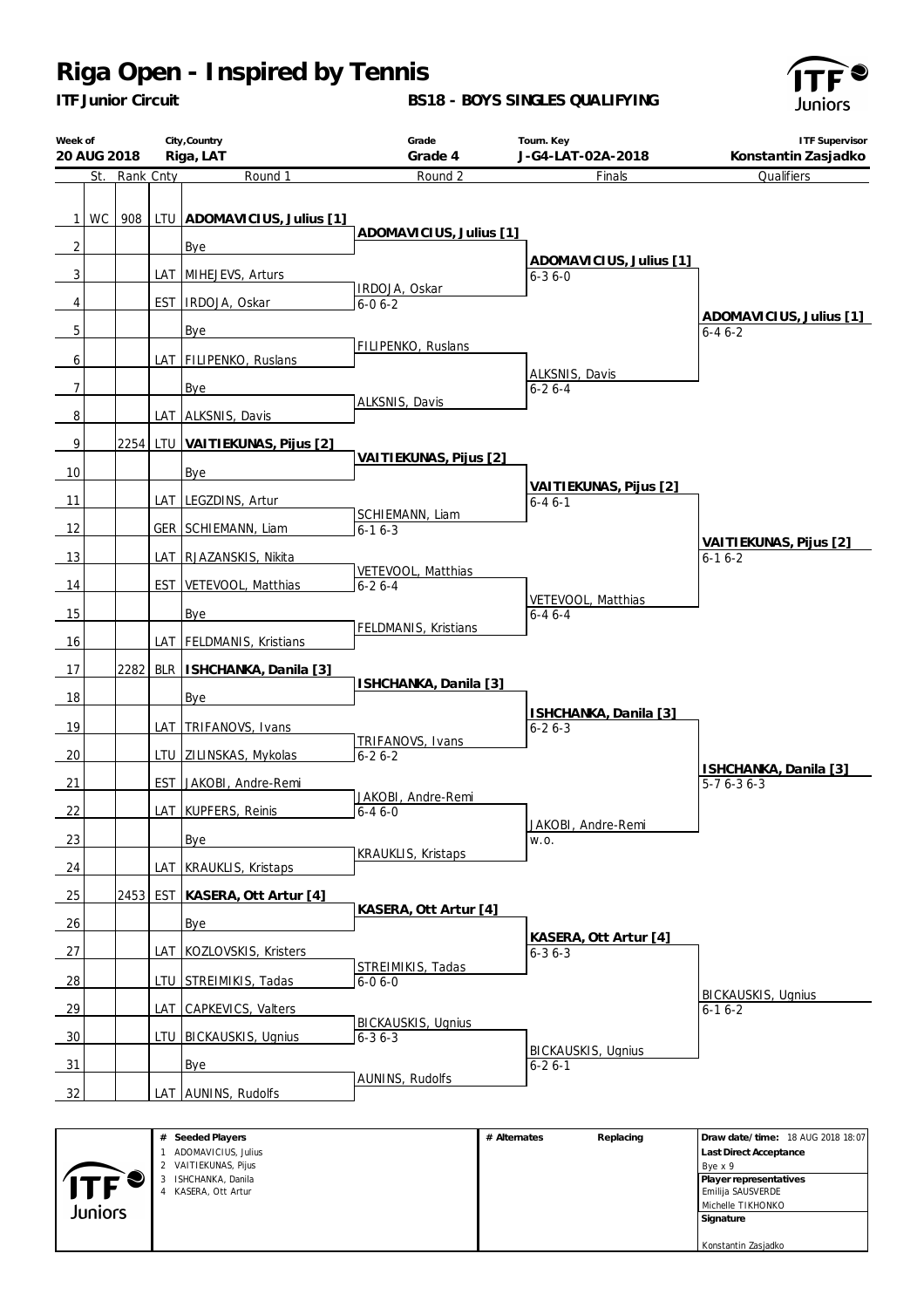# Riga Open - Inspired by Tennis

**ITF Junior Circuit**

**BS18 - BOYS SINGLES QUALIFYING**

| Week of | City,Country | Grade | Tourn. Key | ITF Supervisor |
|---|---|---|---|---|
| **20 AUG 2018** | **Riga, LAT** | **Grade 4** | **J-G4-LAT-02A-2018** | **Konstantin Zasjadko** |

| # | St. | Rank | Cnty | Round 1 | Round 2 | Finals | Qualifiers |
|---|---|---|---|---|---|---|---|
| 1 | WC | 908 | LTU | **ADOMAVICIUS, Julius [1]** | **ADOMAVICIUS, Julius [1]** | **ADOMAVICIUS, Julius [1]** 6-3 6-0 | **ADOMAVICIUS, Julius [1]** 6-4 6-2 |
| 2 | | | | Bye | | | |
| 3 | | | LAT | MIHEJEVS, Arturs | IRDOJA, Oskar 6-0 6-2 | | |
| 4 | | | EST | IRDOJA, Oskar | | | |
| 5 | | | | Bye | FILIPENKO, Ruslans | ALKSNIS, Davis 6-2 6-4 | |
| 6 | | | LAT | FILIPENKO, Ruslans | | | |
| 7 | | | | Bye | ALKSNIS, Davis | | |
| 8 | | | LAT | ALKSNIS, Davis | | | |
| 9 | | 2254 | LTU | **VAITIEKUNAS, Pijus [2]** | **VAITIEKUNAS, Pijus [2]** | **VAITIEKUNAS, Pijus [2]** 6-4 6-1 | **VAITIEKUNAS, Pijus [2]** 6-1 6-2 |
| 10 | | | | Bye | | | |
| 11 | | | LAT | LEGZDINS, Artur | SCHIEMANN, Liam 6-1 6-3 | | |
| 12 | | | GER | SCHIEMANN, Liam | | | |
| 13 | | | LAT | RJAZANSKIS, Nikita | VETEVOOL, Matthias 6-2 6-4 | VETEVOOL, Matthias 6-4 6-4 | |
| 14 | | | EST | VETEVOOL, Matthias | | | |
| 15 | | | | Bye | FELDMANIS, Kristians | | |
| 16 | | | LAT | FELDMANIS, Kristians | | | |
| 17 | | 2282 | BLR | **ISHCHANKA, Danila [3]** | **ISHCHANKA, Danila [3]** | **ISHCHANKA, Danila [3]** 6-2 6-3 | **ISHCHANKA, Danila [3]** 5-7 6-3 6-3 |
| 18 | | | | Bye | | | |
| 19 | | | LAT | TRIFANOVS, Ivans | TRIFANOVS, Ivans 6-2 6-2 | | |
| 20 | | | LTU | ZILINSKAS, Mykolas | | | |
| 21 | | | EST | JAKOBI, Andre-Remi | JAKOBI, Andre-Remi 6-4 6-0 | JAKOBI, Andre-Remi w.o. | |
| 22 | | | LAT | KUPFERS, Reinis | | | |
| 23 | | | | Bye | KRAUKLIS, Kristaps | | |
| 24 | | | LAT | KRAUKLIS, Kristaps | | | |
| 25 | | 2453 | EST | **KASERA, Ott Artur [4]** | **KASERA, Ott Artur [4]** | **KASERA, Ott Artur [4]** 6-3 6-3 | BICKAUSKIS, Ugnius 6-1 6-2 |
| 26 | | | | Bye | | | |
| 27 | | | LAT | KOZLOVSKIS, Kristers | STREIMIKIS, Tadas 6-0 6-0 | | |
| 28 | | | LTU | STREIMIKIS, Tadas | | | |
| 29 | | | LAT | CAPKEVICS, Valters | BICKAUSKIS, Ugnius 6-3 6-3 | BICKAUSKIS, Ugnius 6-2 6-1 | |
| 30 | | | LTU | BICKAUSKIS, Ugnius | | | |
| 31 | | | | Bye | AUNINS, Rudolfs | | |
| 32 | | | LAT | AUNINS, Rudolfs | | | |

| # | Seeded Players | # Alternates | Replacing | |
|---|---|---|---|---|
| 1 | ADOMAVICIUS, Julius | | | **Draw date/time:** 18 AUG 2018 18:07 |
| 2 | VAITIEKUNAS, Pijus | | | **Last Direct Acceptance** Bye x 9 |
| 3 | ISHCHANKA, Danila | | | **Player representatives** Emilija SAUSVERDE, Michelle TIKHONKO |
| 4 | KASERA, Ott Artur | | | **Signature** Konstantin Zasjadko |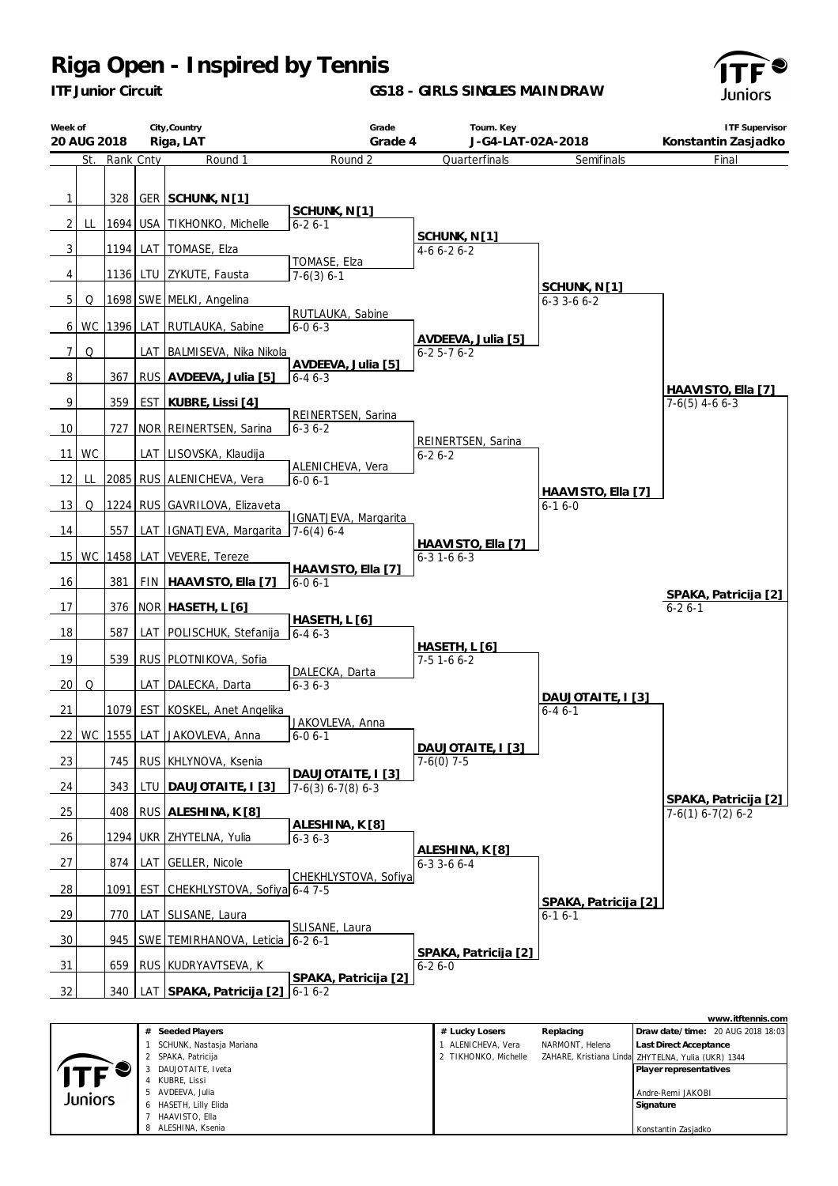# Riga Open - Inspired by Tennis

**ITF Junior Circuit**

**GS18 - GIRLS SINGLES MAINDRAW**

| Week of | City,Country | Grade | Tourn. Key | ITF Supervisor |
|---|---|---|---|---|
| 20 AUG 2018 | Riga, LAT | Grade 4 | J-G4-LAT-02A-2018 | Konstantin Zasjadko |

| # | St. | Rank | Cnty | Round 1 | Round 2 | Quarterfinals | Semifinals | Final |
|---|---|---|---|---|---|---|---|---|
| 1 | | 328 | GER | **SCHUNK, N [1]** | | | | |
| | | | | | **SCHUNK, N [1]** 6-2 6-1 | | | |
| 2 | LL | 1694 | USA | TIKHONKO, Michelle | | | | |
| | | | | | | **SCHUNK, N [1]** 4-6 6-2 6-2 | | |
| 3 | | 1194 | LAT | TOMASE, Elza | | | | |
| | | | | | TOMASE, Elza 7-6(3) 6-1 | | | |
| 4 | | 1136 | LTU | ZYKUTE, Fausta | | | | |
| | | | | | | | **SCHUNK, N [1]** 6-3 3-6 6-2 | |
| 5 | Q | 1698 | SWE | MELKI, Angelina | | | | |
| | | | | | RUTLAUKA, Sabine 6-0 6-3 | | | |
| 6 | WC | 1396 | LAT | RUTLAUKA, Sabine | | | | |
| | | | | | | **AVDEEVA, Julia [5]** 6-2 5-7 6-2 | | |
| 7 | Q | | LAT | BALMISEVA, Nika Nikola | | | | |
| | | | | | **AVDEEVA, Julia [5]** 6-4 6-3 | | | |
| 8 | | 367 | RUS | **AVDEEVA, Julia [5]** | | | | |
| | | | | | | | | **HAAVISTO, Ella [7]** 7-6(5) 4-6 6-3 |
| 9 | | 359 | EST | **KUBRE, Lissi [4]** | | | | |
| | | | | | REINERTSEN, Sarina 6-3 6-2 | | | |
| 10 | | 727 | NOR | REINERTSEN, Sarina | | | | |
| | | | | | | REINERTSEN, Sarina 6-2 6-2 | | |
| 11 | WC | | LAT | LISOVSKA, Klaudija | | | | |
| | | | | | ALENICHEVA, Vera 6-0 6-1 | | | |
| 12 | LL | 2085 | RUS | ALENICHEVA, Vera | | | | |
| | | | | | | | **HAAVISTO, Ella [7]** 6-1 6-0 | |
| 13 | Q | 1224 | RUS | GAVRILOVA, Elizaveta | | | | |
| | | | | | IGNATJEVA, Margarita 7-6(4) 6-4 | | | |
| 14 | | 557 | LAT | IGNATJEVA, Margarita | | | | |
| | | | | | | **HAAVISTO, Ella [7]** 6-3 1-6 6-3 | | |
| 15 | WC | 1458 | LAT | VEVERE, Tereze | | | | |
| | | | | | **HAAVISTO, Ella [7]** 6-0 6-1 | | | |
| 16 | | 381 | FIN | **HAAVISTO, Ella [7]** | | | | |
| | | | | | | | | **SPAKA, Patricija [2]** 6-2 6-1 |
| 17 | | 376 | NOR | **HASETH, L [6]** | | | | |
| | | | | | **HASETH, L [6]** 6-4 6-3 | | | |
| 18 | | 587 | LAT | POLISCHUK, Stefanija | | | | |
| | | | | | | **HASETH, L [6]** 7-5 1-6 6-2 | | |
| 19 | | 539 | RUS | PLOTNIKOVA, Sofia | | | | |
| | | | | | DALECKA, Darta 6-3 6-3 | | | |
| 20 | Q | | LAT | DALECKA, Darta | | | | |
| | | | | | | | **DAUJOTAITE, I [3]** 6-4 6-1 | |
| 21 | | 1079 | EST | KOSKEL, Anet Angelika | | | | |
| | | | | | JAKOVLEVA, Anna 6-0 6-1 | | | |
| 22 | WC | 1555 | LAT | JAKOVLEVA, Anna | | | | |
| | | | | | | **DAUJOTAITE, I [3]** 7-6(0) 7-5 | | |
| 23 | | 745 | RUS | KHLYNOVA, Ksenia | | | | |
| | | | | | **DAUJOTAITE, I [3]** 7-6(3) 6-7(8) 6-3 | | | |
| 24 | | 343 | LTU | **DAUJOTAITE, I [3]** | | | | |
| | | | | | | | | **SPAKA, Patricija [2]** 7-6(1) 6-7(2) 6-2 |
| 25 | | 408 | RUS | **ALESHINA, K [8]** | | | | |
| | | | | | **ALESHINA, K [8]** 6-3 6-3 | | | |
| 26 | | 1294 | UKR | ZHYTELNA, Yulia | | | | |
| | | | | | | **ALESHINA, K [8]** 6-3 3-6 6-4 | | |
| 27 | | 874 | LAT | GELLER, Nicole | | | | |
| | | | | | CHEKHLYSTOVA, Sofiya 6-4 7-5 | | | |
| 28 | | 1091 | EST | CHEKHLYSTOVA, Sofiya | | | | |
| | | | | | | | **SPAKA, Patricija [2]** 6-1 6-1 | |
| 29 | | 770 | LAT | SLISANE, Laura | | | | |
| | | | | | SLISANE, Laura 6-2 6-1 | | | |
| 30 | | 945 | SWE | TEMIRHANOVA, Leticia | | | | |
| | | | | | | **SPAKA, Patricija [2]** 6-2 6-0 | | |
| 31 | | 659 | RUS | KUDRYAVTSEVA, K | | | | |
| | | | | | **SPAKA, Patricija [2]** 6-1 6-2 | | | |
| 32 | | 340 | LAT | **SPAKA, Patricija [2]** | | | | |

| # | Seeded Players |
|---|---|
| 1 | SCHUNK, Nastasja Mariana |
| 2 | SPAKA, Patricija |
| 3 | DAUJOTAITE, Iveta |
| 4 | KUBRE, Lissi |
| 5 | AVDEEVA, Julia |
| 6 | HASETH, Lilly Elida |
| 7 | HAAVISTO, Ella |
| 8 | ALESHINA, Ksenia |

| # | Lucky Losers | Replacing |
|---|---|---|
| 1 | ALENICHEVA, Vera | NARMONT, Helena |
| 2 | TIKHONKO, Michelle | ZAHARE, Kristiana Linda |

**Draw date/time:** 20 AUG 2018 18:03

**Last Direct Acceptance**
ZHYTELNA, Yulia (UKR) 1344

**Player representatives**
Andre-Remi JAKOBI

**Signature**
Konstantin Zasjadko

www.itftennis.com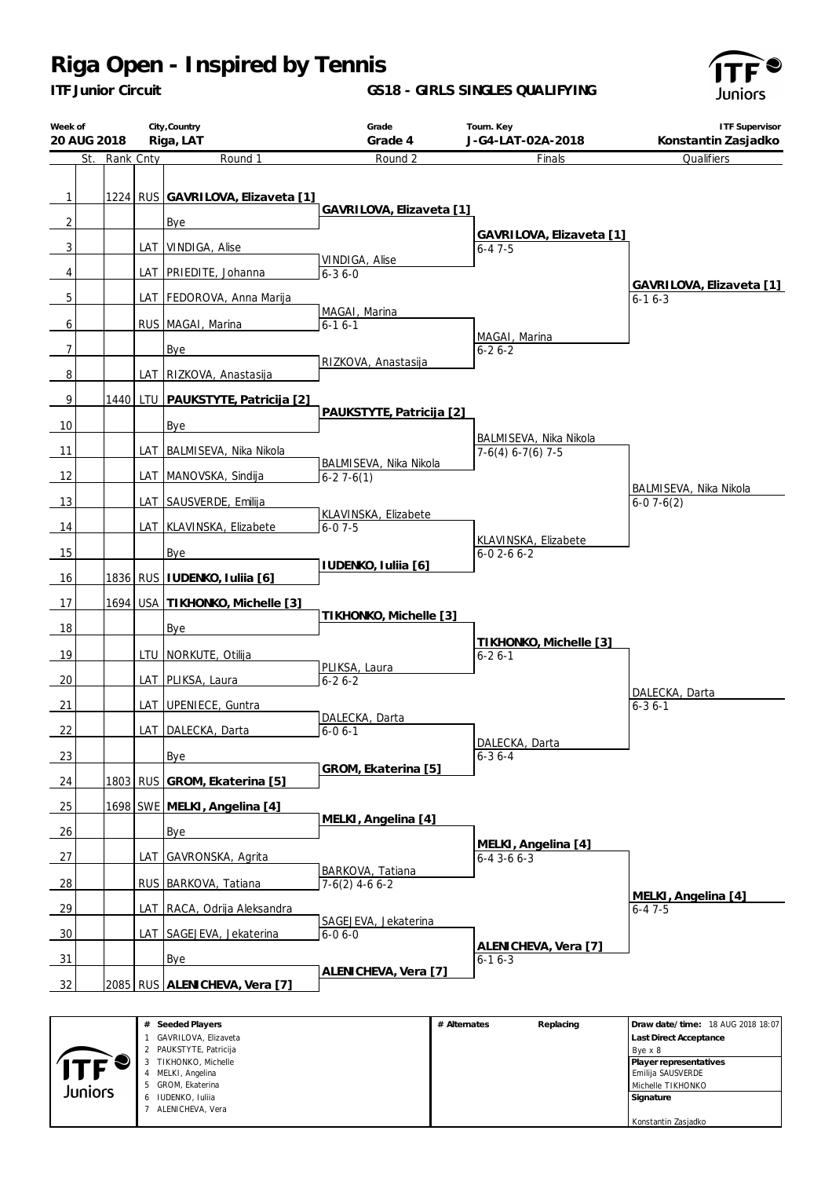# Riga Open - Inspired by Tennis

**ITF Junior Circuit**

**GS18 - GIRLS SINGLES QUALIFYING**

| Week of | City,Country | Grade | Tourn. Key | ITF Supervisor |
|---|---|---|---|---|
| **20 AUG 2018** | **Riga, LAT** | **Grade 4** | **J-G4-LAT-02A-2018** | **Konstantin Zasjadko** |

| # | St. | Rank | Cnty | Round 1 | Round 2 | Finals | Qualifiers |
|---|---|---|---|---|---|---|---|
| 1 | | 1224 | RUS | **GAVRILOVA, Elizaveta [1]** | **GAVRILOVA, Elizaveta [1]** | **GAVRILOVA, Elizaveta [1]** 6-4 7-5 | **GAVRILOVA, Elizaveta [1]** 6-1 6-3 |
| 2 | | | | Bye | | | |
| 3 | | | LAT | VINDIGA, Alise | VINDIGA, Alise 6-3 6-0 | | |
| 4 | | | LAT | PRIEDITE, Johanna | | | |
| 5 | | | LAT | FEDOROVA, Anna Marija | MAGAI, Marina 6-1 6-1 | MAGAI, Marina 6-2 6-2 | |
| 6 | | | RUS | MAGAI, Marina | | | |
| 7 | | | | Bye | RIZKOVA, Anastasija | | |
| 8 | | | LAT | RIZKOVA, Anastasija | | | |
| 9 | | 1440 | LTU | **PAUKSTYTE, Patricija [2]** | **PAUKSTYTE, Patricija [2]** | BALMISEVA, Nika Nikola 7-6(4) 6-7(6) 7-5 | BALMISEVA, Nika Nikola 6-0 7-6(2) |
| 10 | | | | Bye | | | |
| 11 | | | LAT | BALMISEVA, Nika Nikola | BALMISEVA, Nika Nikola 6-2 7-6(1) | | |
| 12 | | | LAT | MANOVSKA, Sindija | | | |
| 13 | | | LAT | SAUSVERDE, Emilija | KLAVINSKA, Elizabete 6-0 7-5 | KLAVINSKA, Elizabete 6-0 2-6 6-2 | |
| 14 | | | LAT | KLAVINSKA, Elizabete | | | |
| 15 | | | | Bye | **IUDENKO, Iuliia [6]** | | |
| 16 | | 1836 | RUS | **IUDENKO, Iuliia [6]** | | | |
| 17 | | 1694 | USA | **TIKHONKO, Michelle [3]** | **TIKHONKO, Michelle [3]** | **TIKHONKO, Michelle [3]** 6-2 6-1 | DALECKA, Darta 6-3 6-1 |
| 18 | | | | Bye | | | |
| 19 | | | LTU | NORKUTE, Otilija | PLIKSA, Laura 6-2 6-2 | | |
| 20 | | | LAT | PLIKSA, Laura | | | |
| 21 | | | LAT | UPENIECE, Guntra | DALECKA, Darta 6-0 6-1 | DALECKA, Darta 6-3 6-4 | |
| 22 | | | LAT | DALECKA, Darta | | | |
| 23 | | | | Bye | **GROM, Ekaterina [5]** | | |
| 24 | | 1803 | RUS | **GROM, Ekaterina [5]** | | | |
| 25 | | 1698 | SWE | **MELKI, Angelina [4]** | **MELKI, Angelina [4]** | **MELKI, Angelina [4]** 6-4 3-6 6-3 | **MELKI, Angelina [4]** 6-4 7-5 |
| 26 | | | | Bye | | | |
| 27 | | | LAT | GAVRONSKA, Agrita | BARKOVA, Tatiana 7-6(2) 4-6 6-2 | | |
| 28 | | | RUS | BARKOVA, Tatiana | | | |
| 29 | | | LAT | RACA, Odrija Aleksandra | SAGEJEVA, Jekaterina 6-0 6-0 | **ALENICHEVA, Vera [7]** 6-1 6-3 | |
| 30 | | | LAT | SAGEJEVA, Jekaterina | | | |
| 31 | | | | Bye | **ALENICHEVA, Vera [7]** | | |
| 32 | | 2085 | RUS | **ALENICHEVA, Vera [7]** | | | |

| # | Seeded Players | # Alternates | Replacing | |
|---|---|---|---|---|
| 1 | GAVRILOVA, Elizaveta | | | **Draw date/time:** 18 AUG 2018 18:07 |
| 2 | PAUKSTYTE, Patricija | | | **Last Direct Acceptance** |
| 3 | TIKHONKO, Michelle | | | Bye x 8 |
| 4 | MELKI, Angelina | | | **Player representatives** |
| 5 | GROM, Ekaterina | | | Emilija SAUSVERDE |
| 6 | IUDENKO, Iuliia | | | Michelle TIKHONKO |
| 7 | ALENICHEVA, Vera | | | **Signature** |
| | | | | Konstantin Zasjadko |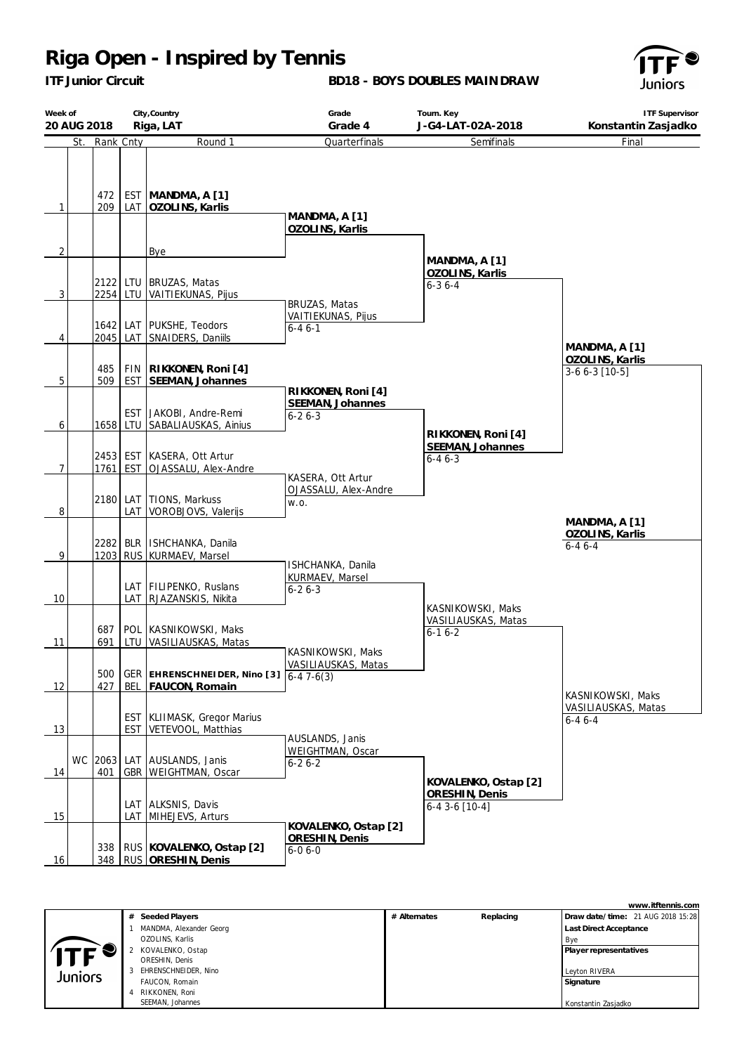# Riga Open - Inspired by Tennis

**ITF Junior Circuit**

**BD18 - BOYS DOUBLES MAIN DRAW**

| Week of | City,Country | Grade | Tourn. Key | ITF Supervisor |
|---|---|---|---|---|
| 20 AUG 2018 | Riga, LAT | Grade 4 | J-G4-LAT-02A-2018 | Konstantin Zasjadko |

| # | St. | Rank | Cnty | Round 1 | Quarterfinals | Semifinals | Final |
|---|---|---|---|---|---|---|---|
| 1 | | 472 / 209 | EST / LAT | **MANDMA, A [1]** / **OZOLINS, Karlis** | **MANDMA, A [1]** / **OZOLINS, Karlis** | | |
| 2 | | | | Bye | | **MANDMA, A [1]** / **OZOLINS, Karlis** 6-3 6-4 | |
| 3 | | 2122 / 2254 | LTU / LTU | BRUZAS, Matas / VAITIEKUNAS, Pijus | BRUZAS, Matas / VAITIEKUNAS, Pijus 6-4 6-1 | | |
| 4 | | 1642 / 2045 | LAT / LAT | PUKSHE, Teodors / SNAIDERS, Daniils | | | **MANDMA, A [1]** / **OZOLINS, Karlis** 3-6 6-3 [10-5] |
| 5 | | 485 / 509 | FIN / EST | **RIKKONEN, Roni [4]** / **SEEMAN, Johannes** | **RIKKONEN, Roni [4]** / **SEEMAN, Johannes** 6-2 6-3 | | |
| 6 | | / 1658 | EST / LTU | JAKOBI, Andre-Remi / SABALIAUSKAS, Ainius | | **RIKKONEN, Roni [4]** / **SEEMAN, Johannes** 6-4 6-3 | |
| 7 | | 2453 / 1761 | EST / EST | KASERA, Ott Artur / OJASSALU, Alex-Andre | KASERA, Ott Artur / OJASSALU, Alex-Andre w.o. | | |
| 8 | | 2180 / | LAT / LAT | TIONS, Markuss / VOROBJOVS, Valerijs | | | **MANDMA, A [1]** / **OZOLINS, Karlis** 6-4 6-4 |
| 9 | | 2282 / 1203 | BLR / RUS | ISHCHANKA, Danila / KURMAEV, Marsel | ISHCHANKA, Danila / KURMAEV, Marsel 6-2 6-3 | | |
| 10 | | | LAT / LAT | FILIPENKO, Ruslans / RJAZANSKIS, Nikita | | KASNIKOWSKI, Maks / VASILIAUSKAS, Matas 6-1 6-2 | |
| 11 | | 687 / 691 | POL / LTU | KASNIKOWSKI, Maks / VASILIAUSKAS, Matas | KASNIKOWSKI, Maks / VASILIAUSKAS, Matas 6-4 7-6(3) | | |
| 12 | | 500 / 427 | GER / BEL | **EHRENSCHNEIDER, Nino [3]** / **FAUCON, Romain** | | | KASNIKOWSKI, Maks / VASILIAUSKAS, Matas 6-4 6-4 |
| 13 | | | EST / EST | KLIIMASK, Gregor Marius / VETEVOOL, Matthias | AUSLANDS, Janis / WEIGHTMAN, Oscar 6-2 6-2 | | |
| 14 | WC | 2063 / 401 | LAT / GBR | AUSLANDS, Janis / WEIGHTMAN, Oscar | | **KOVALENKO, Ostap [2]** / **ORESHIN, Denis** 6-4 3-6 [10-4] | |
| 15 | | | LAT / LAT | ALKSNIS, Davis / MIHEJEVS, Arturs | **KOVALENKO, Ostap [2]** / **ORESHIN, Denis** 6-0 6-0 | | |
| 16 | | 338 / 348 | RUS / RUS | **KOVALENKO, Ostap [2]** / **ORESHIN, Denis** | | | |

| # | Seeded Players | # Alternates | Replacing | |
|---|---|---|---|---|
| 1 | MANDMA, Alexander Georg / OZOLINS, Karlis | | | **Draw date/time:** 21 AUG 2018 15:28 |
| 2 | KOVALENKO, Ostap / ORESHIN, Denis | | | **Last Direct Acceptance:** Bye |
| 3 | EHRENSCHNEIDER, Nino / FAUCON, Romain | | | **Player representatives:** Leyton RIVERA |
| 4 | RIKKONEN, Roni / SEEMAN, Johannes | | | **Signature:** Konstantin Zasjadko |

www.itftennis.com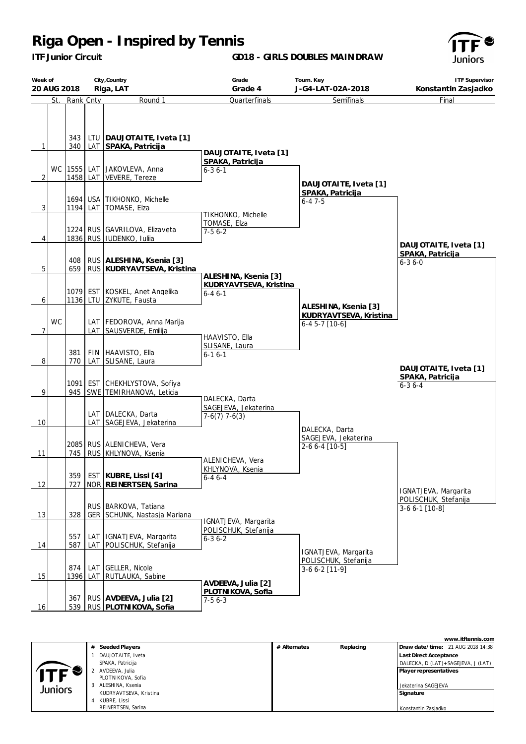# Riga Open - Inspired by Tennis

**ITF Junior Circuit**

**GD18 - GIRLS DOUBLES MAIN DRAW**

| Week of | City,Country | Grade | Tourn. Key | ITF Supervisor |
|---|---|---|---|---|
| 20 AUG 2018 | Riga, LAT | Grade 4 | J-G4-LAT-02A-2018 | Konstantin Zasjadko |

| | St. | Rank | Cnty | Round 1 | Quarterfinals | Semifinals | Final |
|---|---|---|---|---|---|---|---|
| 1 | | 343 / 340 | LTU / LAT | **DAUJOTAITE, Iveta [1]** / **SPAKA, Patricija** | | | |
| | | | | | **DAUJOTAITE, Iveta [1]** / **SPAKA, Patricija** 6-3 6-1 | | |
| 2 | WC | 1555 / 1458 | LAT / LAT | JAKOVLEVA, Anna / VEVERE, Tereze | | | |
| | | | | | | **DAUJOTAITE, Iveta [1]** / **SPAKA, Patricija** 6-4 7-5 | |
| 3 | | 1694 / 1194 | USA / LAT | TIKHONKO, Michelle / TOMASE, Elza | | | |
| | | | | | TIKHONKO, Michelle / TOMASE, Elza 7-5 6-2 | | |
| 4 | | 1224 / 1836 | RUS / RUS | GAVRILOVA, Elizaveta / IUDENKO, Iuliia | | | |
| | | | | | | | **DAUJOTAITE, Iveta [1]** / **SPAKA, Patricija** 6-3 6-0 |
| 5 | | 408 / 659 | RUS / RUS | **ALESHINA, Ksenia [3]** / **KUDRYAVTSEVA, Kristina** | | | |
| | | | | | **ALESHINA, Ksenia [3]** / **KUDRYAVTSEVA, Kristina** 6-4 6-1 | | |
| 6 | | 1079 / 1136 | EST / LTU | KOSKEL, Anet Angelika / ZYKUTE, Fausta | | | |
| | | | | | | **ALESHINA, Ksenia [3]** / **KUDRYAVTSEVA, Kristina** 6-4 5-7 [10-6] | |
| 7 | WC | | LAT / LAT | FEDOROVA, Anna Marija / SAUSVERDE, Emilija | | | |
| | | | | | HAAVISTO, Ella / SLISANE, Laura 6-1 6-1 | | |
| 8 | | 381 / 770 | FIN / LAT | HAAVISTO, Ella / SLISANE, Laura | | | |
| | | | | | | | **DAUJOTAITE, Iveta [1]** / **SPAKA, Patricija** 6-3 6-4 |
| 9 | | 1091 / 945 | EST / SWE | CHEKHLYSTOVA, Sofiya / TEMIRHANOVA, Leticia | | | |
| | | | | | DALECKA, Darta / SAGEJEVA, Jekaterina 7-6(7) 7-6(3) | | |
| 10 | | | LAT / LAT | DALECKA, Darta / SAGEJEVA, Jekaterina | | | |
| | | | | | | DALECKA, Darta / SAGEJEVA, Jekaterina 2-6 6-4 [10-5] | |
| 11 | | 2085 / 745 | RUS / RUS | ALENICHEVA, Vera / KHLYNOVA, Ksenia | | | |
| | | | | | ALENICHEVA, Vera / KHLYNOVA, Ksenia 6-4 6-4 | | |
| 12 | | 359 / 727 | EST / NOR | **KUBRE, Lissi [4]** / **REINERTSEN, Sarina** | | | |
| | | | | | | | IGNATJEVA, Margarita / POLISCHUK, Stefanija 3-6 6-1 [10-8] |
| 13 | | / 328 | RUS / GER | BARKOVA, Tatiana / SCHUNK, Nastasja Mariana | | | |
| | | | | | IGNATJEVA, Margarita / POLISCHUK, Stefanija 6-3 6-2 | | |
| 14 | | 557 / 587 | LAT / LAT | IGNATJEVA, Margarita / POLISCHUK, Stefanija | | | |
| | | | | | | IGNATJEVA, Margarita / POLISCHUK, Stefanija 3-6 6-2 [11-9] | |
| 15 | | 874 / 1396 | LAT / LAT | GELLER, Nicole / RUTLAUKA, Sabine | | | |
| | | | | | **AVDEEVA, Julia [2]** / **PLOTNIKOVA, Sofia** 7-5 6-3 | | |
| 16 | | 367 / 539 | RUS / RUS | **AVDEEVA, Julia [2]** / **PLOTNIKOVA, Sofia** | | | |

www.itftennis.com

| # | Seeded Players | # Alternates | Replacing | |
|---|---|---|---|---|
| 1 | DAUJOTAITE, Iveta / SPAKA, Patricija | | | **Draw date/time:** 21 AUG 2018 14:38 |
| 2 | AVDEEVA, Julia / PLOTNIKOVA, Sofia | | | **Last Direct Acceptance** DALECKA, D (LAT)+SAGEJEVA, J (LAT) |
| 3 | ALESHINA, Ksenia / KUDRYAVTSEVA, Kristina | | | **Player representatives** Jekaterina SAGEJEVA |
| 4 | KUBRE, Lissi / REINERTSEN, Sarina | | | **Signature** Konstantin Zasjadko |